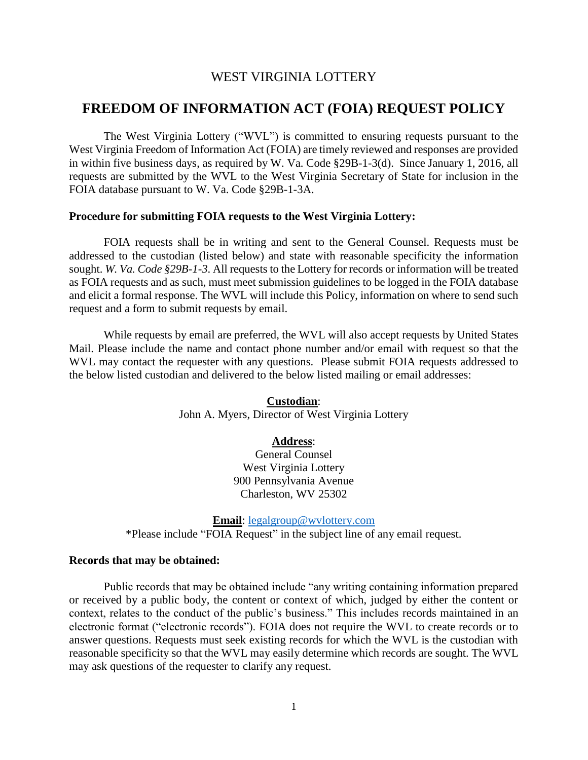# WEST VIRGINIA LOTTERY

## FREEDOM OF INFORMATION ACT (FOIA) REQUEST POLICY

The West Virginia Lottery ("WVL") is committed to ensuring requests pursuant to the West Virginia Freedom of Information Act (FOIA) are timely reviewed and responses are provided in within five business days, as required by W. Va. Code §29B-1-3(d). Since January 1, 2016, all requests are submitted by the WVL to the West Virginia Secretary of State for inclusion in the FOIA database pursuant to W. Va. Code §29B-1-3A.

**Procedure for submitting FOIA requests to the West Virginia Lottery:**

FOIA requests shall be in writing and sent to the General Counsel. Requests must be addressed to the custodian (listed below) and state with reasonable specificity the information sought. *W. Va. Code §29B-1-3*. All requests to the Lottery for records or information will be treated as FOIA requests and as such, must meet submission guidelines to be logged in the FOIA database and elicit a formal response. The WVL will include this Policy, information on where to send such request and a form to submit requests by email.

While requests by email are preferred, the WVL will also accept requests by United States Mail. Please include the name and contact phone number and/or email with request so that the WVL may contact the requester with any questions. Please submit FOIA requests addressed to the below listed custodian and delivered to the below listed mailing or email addresses:

**Custodian**:
John A. Myers, Director of West Virginia Lottery

**Address**:
General Counsel
West Virginia Lottery
900 Pennsylvania Avenue
Charleston, WV 25302

**Email**: legalgroup@wvlottery.com
*Please include "FOIA Request" in the subject line of any email request.

**Records that may be obtained:**

Public records that may be obtained include "any writing containing information prepared or received by a public body, the content or context of which, judged by either the content or context, relates to the conduct of the public's business." This includes records maintained in an electronic format ("electronic records"). FOIA does not require the WVL to create records or to answer questions. Requests must seek existing records for which the WVL is the custodian with reasonable specificity so that the WVL may easily determine which records are sought. The WVL may ask questions of the requester to clarify any request.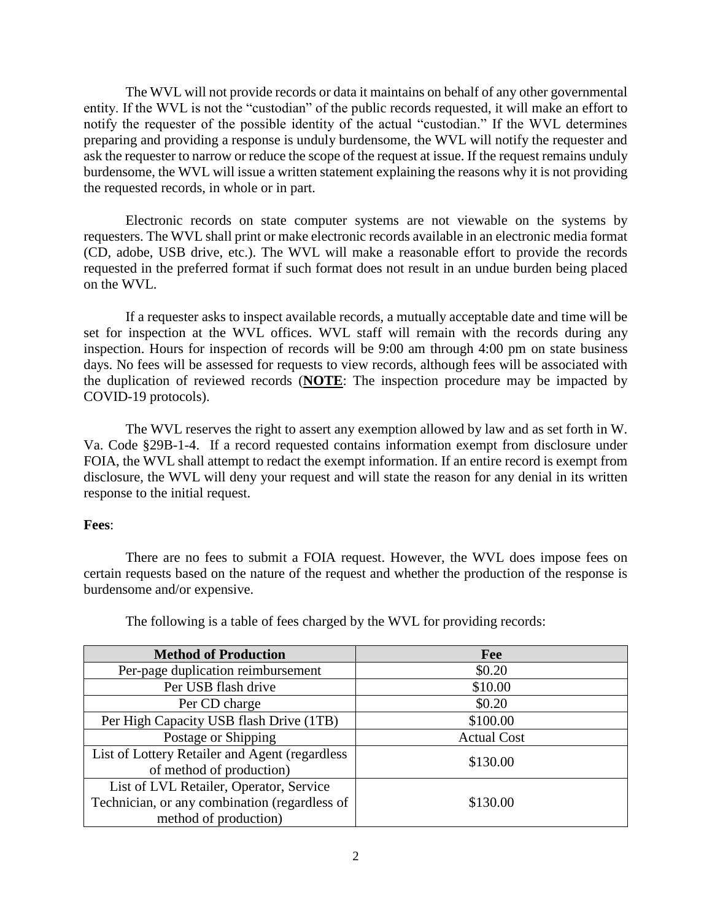The WVL will not provide records or data it maintains on behalf of any other governmental entity. If the WVL is not the "custodian" of the public records requested, it will make an effort to notify the requester of the possible identity of the actual "custodian." If the WVL determines preparing and providing a response is unduly burdensome, the WVL will notify the requester and ask the requester to narrow or reduce the scope of the request at issue. If the request remains unduly burdensome, the WVL will issue a written statement explaining the reasons why it is not providing the requested records, in whole or in part.

Electronic records on state computer systems are not viewable on the systems by requesters. The WVL shall print or make electronic records available in an electronic media format (CD, adobe, USB drive, etc.). The WVL will make a reasonable effort to provide the records requested in the preferred format if such format does not result in an undue burden being placed on the WVL.

If a requester asks to inspect available records, a mutually acceptable date and time will be set for inspection at the WVL offices. WVL staff will remain with the records during any inspection. Hours for inspection of records will be 9:00 am through 4:00 pm on state business days. No fees will be assessed for requests to view records, although fees will be associated with the duplication of reviewed records (**NOTE**: The inspection procedure may be impacted by COVID-19 protocols).

The WVL reserves the right to assert any exemption allowed by law and as set forth in W. Va. Code §29B-1-4. If a record requested contains information exempt from disclosure under FOIA, the WVL shall attempt to redact the exempt information. If an entire record is exempt from disclosure, the WVL will deny your request and will state the reason for any denial in its written response to the initial request.

**Fees**:

There are no fees to submit a FOIA request. However, the WVL does impose fees on certain requests based on the nature of the request and whether the production of the response is burdensome and/or expensive.

The following is a table of fees charged by the WVL for providing records:

| Method of Production | Fee |
| --- | --- |
| Per-page duplication reimbursement | $0.20 |
| Per USB flash drive | $10.00 |
| Per CD charge | $0.20 |
| Per High Capacity USB flash Drive (1TB) | $100.00 |
| Postage or Shipping | Actual Cost |
| List of Lottery Retailer and Agent (regardless of method of production) | $130.00 |
| List of LVL Retailer, Operator, Service Technician, or any combination (regardless of method of production) | $130.00 |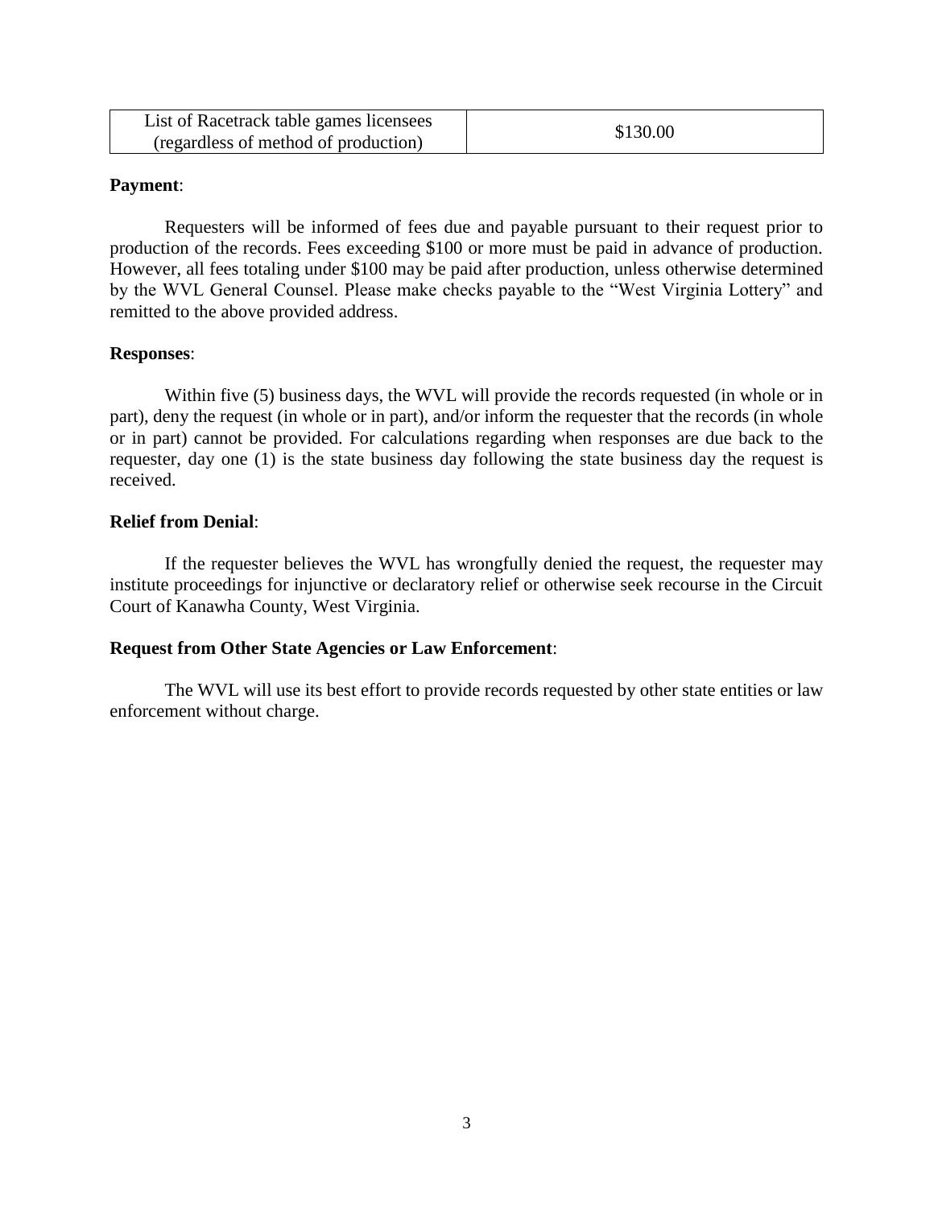| | |
|---|---|
| List of Racetrack table games licensees (regardless of method of production) | $130.00 |

**Payment**:

Requesters will be informed of fees due and payable pursuant to their request prior to production of the records. Fees exceeding $100 or more must be paid in advance of production. However, all fees totaling under $100 may be paid after production, unless otherwise determined by the WVL General Counsel. Please make checks payable to the "West Virginia Lottery" and remitted to the above provided address.

**Responses**:

Within five (5) business days, the WVL will provide the records requested (in whole or in part), deny the request (in whole or in part), and/or inform the requester that the records (in whole or in part) cannot be provided. For calculations regarding when responses are due back to the requester, day one (1) is the state business day following the state business day the request is received.

**Relief from Denial**:

If the requester believes the WVL has wrongfully denied the request, the requester may institute proceedings for injunctive or declaratory relief or otherwise seek recourse in the Circuit Court of Kanawha County, West Virginia.

**Request from Other State Agencies or Law Enforcement**:

The WVL will use its best effort to provide records requested by other state entities or law enforcement without charge.